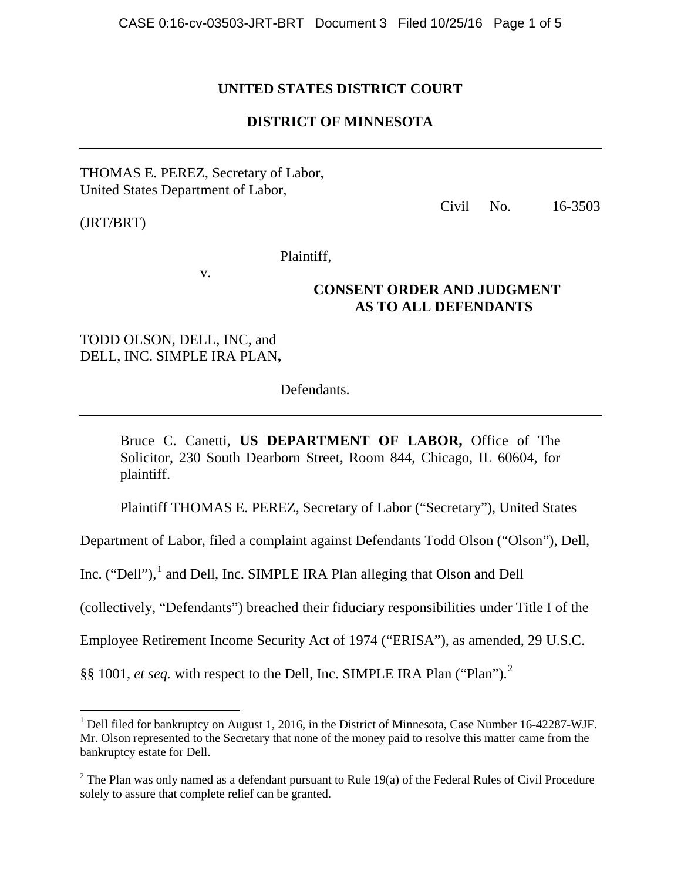**UNITED STATES DISTRICT COURT**

**DISTRICT OF MINNESOTA**

---

THOMAS E. PEREZ, Secretary of Labor,
United States Department of Labor,

Civil No. 16-3503 (JRT/BRT)

Plaintiff,

v.

**CONSENT ORDER AND JUDGMENT AS TO ALL DEFENDANTS**

TODD OLSON, DELL, INC, and
DELL, INC. SIMPLE IRA PLAN**,**

Defendants.

---

Bruce C. Canetti, **US DEPARTMENT OF LABOR,** Office of The Solicitor, 230 South Dearborn Street, Room 844, Chicago, IL 60604, for plaintiff.

Plaintiff THOMAS E. PEREZ, Secretary of Labor ("Secretary"), United States Department of Labor, filed a complaint against Defendants Todd Olson ("Olson"), Dell, Inc. ("Dell"),[1] and Dell, Inc. SIMPLE IRA Plan alleging that Olson and Dell (collectively, "Defendants") breached their fiduciary responsibilities under Title I of the Employee Retirement Income Security Act of 1974 ("ERISA"), as amended, 29 U.S.C. §§ 1001, *et seq.* with respect to the Dell, Inc. SIMPLE IRA Plan ("Plan").[2]

---

[1] Dell filed for bankruptcy on August 1, 2016, in the District of Minnesota, Case Number 16-42287-WJF. Mr. Olson represented to the Secretary that none of the money paid to resolve this matter came from the bankruptcy estate for Dell.

[2] The Plan was only named as a defendant pursuant to Rule 19(a) of the Federal Rules of Civil Procedure solely to assure that complete relief can be granted.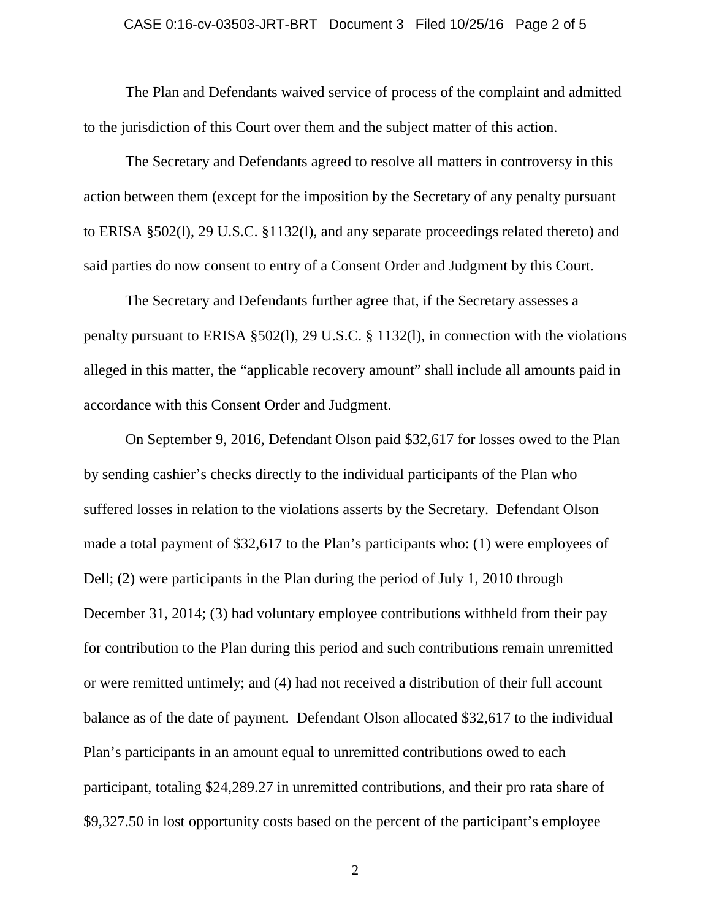The Plan and Defendants waived service of process of the complaint and admitted to the jurisdiction of this Court over them and the subject matter of this action.

The Secretary and Defendants agreed to resolve all matters in controversy in this action between them (except for the imposition by the Secretary of any penalty pursuant to ERISA §502(l), 29 U.S.C. §1132(l), and any separate proceedings related thereto) and said parties do now consent to entry of a Consent Order and Judgment by this Court.

The Secretary and Defendants further agree that, if the Secretary assesses a penalty pursuant to ERISA §502(l), 29 U.S.C. § 1132(l), in connection with the violations alleged in this matter, the "applicable recovery amount" shall include all amounts paid in accordance with this Consent Order and Judgment.

On September 9, 2016, Defendant Olson paid $32,617 for losses owed to the Plan by sending cashier's checks directly to the individual participants of the Plan who suffered losses in relation to the violations asserts by the Secretary. Defendant Olson made a total payment of $32,617 to the Plan's participants who: (1) were employees of Dell; (2) were participants in the Plan during the period of July 1, 2010 through December 31, 2014; (3) had voluntary employee contributions withheld from their pay for contribution to the Plan during this period and such contributions remain unremitted or were remitted untimely; and (4) had not received a distribution of their full account balance as of the date of payment. Defendant Olson allocated $32,617 to the individual Plan's participants in an amount equal to unremitted contributions owed to each participant, totaling $24,289.27 in unremitted contributions, and their pro rata share of $9,327.50 in lost opportunity costs based on the percent of the participant's employee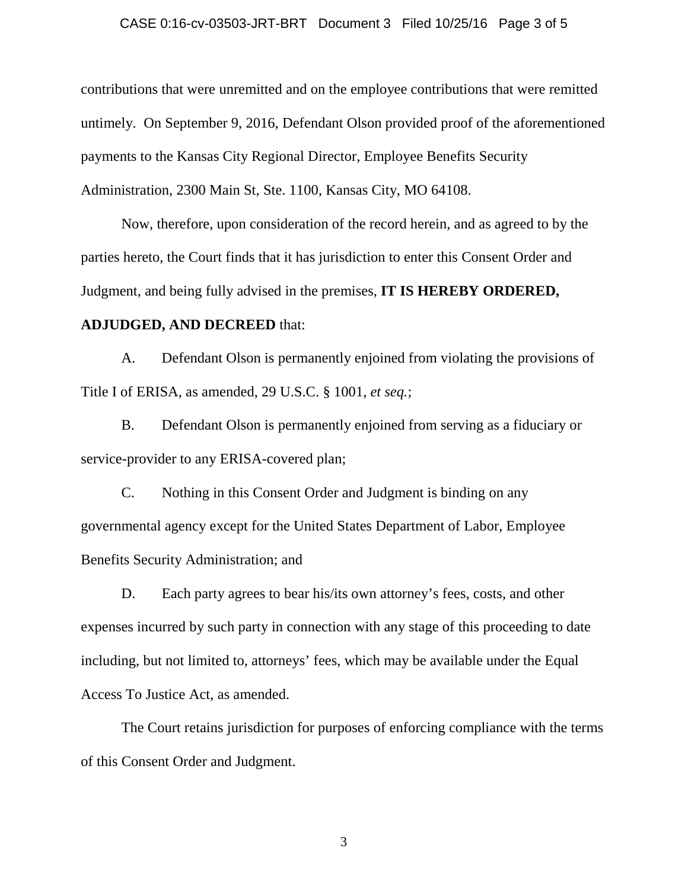contributions that were unremitted and on the employee contributions that were remitted untimely. On September 9, 2016, Defendant Olson provided proof of the aforementioned payments to the Kansas City Regional Director, Employee Benefits Security Administration, 2300 Main St, Ste. 1100, Kansas City, MO 64108.

Now, therefore, upon consideration of the record herein, and as agreed to by the parties hereto, the Court finds that it has jurisdiction to enter this Consent Order and Judgment, and being fully advised in the premises, **IT IS HEREBY ORDERED, ADJUDGED, AND DECREED** that:

A. Defendant Olson is permanently enjoined from violating the provisions of Title I of ERISA, as amended, 29 U.S.C. § 1001, *et seq.*;

B. Defendant Olson is permanently enjoined from serving as a fiduciary or service-provider to any ERISA-covered plan;

C. Nothing in this Consent Order and Judgment is binding on any governmental agency except for the United States Department of Labor, Employee Benefits Security Administration; and

D. Each party agrees to bear his/its own attorney's fees, costs, and other expenses incurred by such party in connection with any stage of this proceeding to date including, but not limited to, attorneys' fees, which may be available under the Equal Access To Justice Act, as amended.

The Court retains jurisdiction for purposes of enforcing compliance with the terms of this Consent Order and Judgment.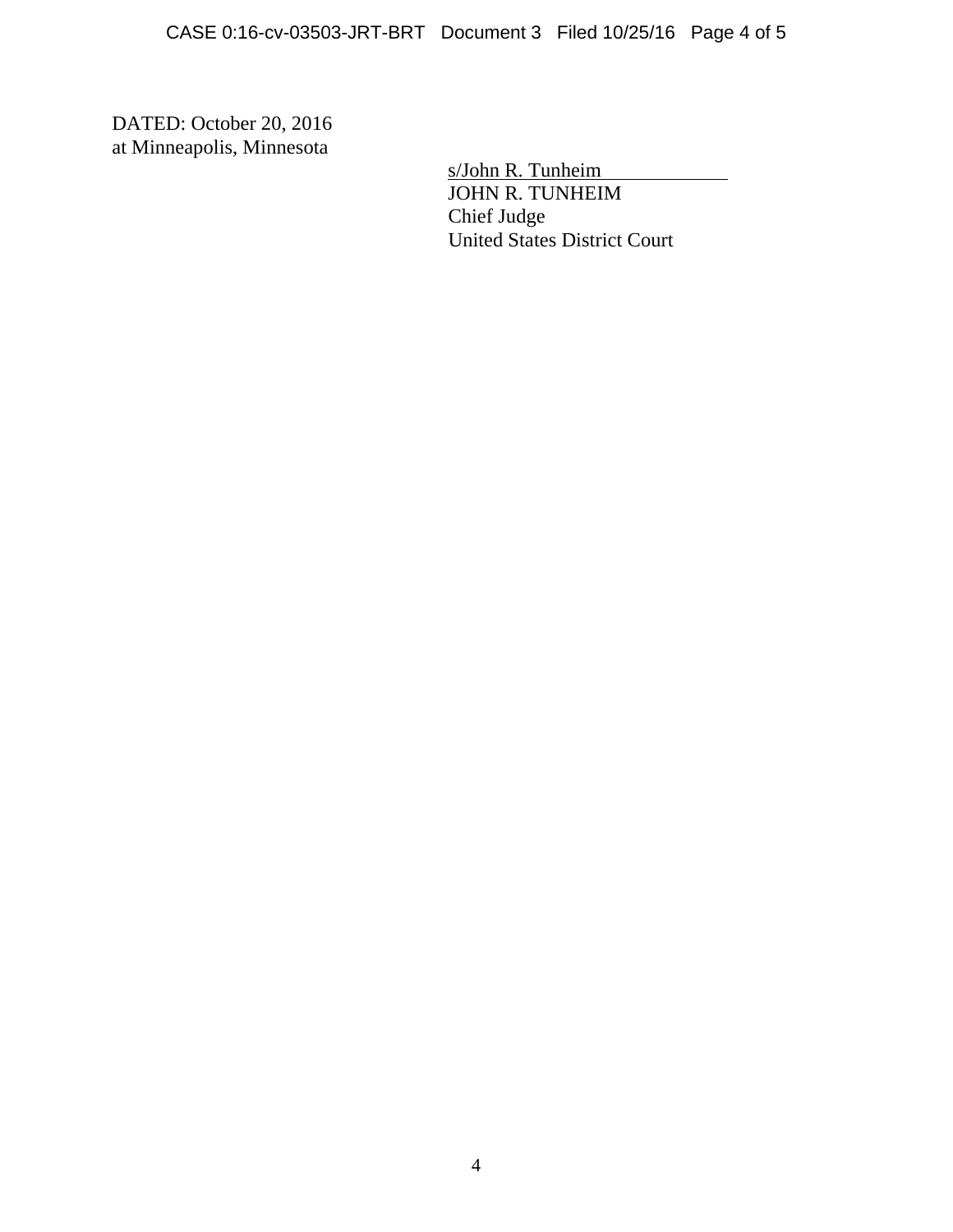DATED: October 20, 2016
at Minneapolis, Minnesota

s/John R. Tunheim
JOHN R. TUNHEIM
Chief Judge
United States District Court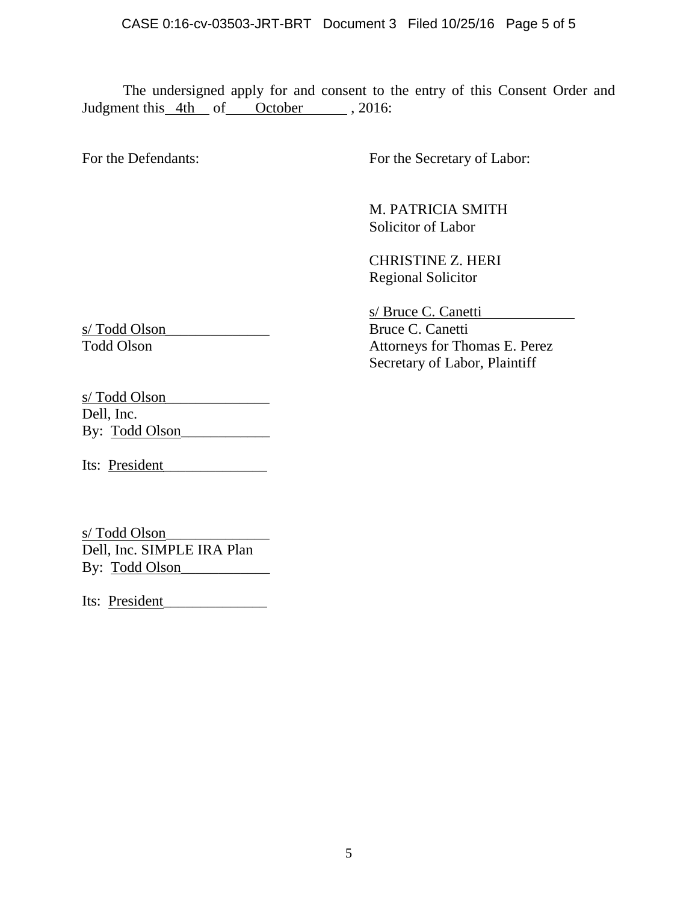The undersigned apply for and consent to the entry of this Consent Order and Judgment this 4th of October , 2016:

For the Defendants:

s/ Todd Olson
Todd Olson

s/ Todd Olson
Dell, Inc.
By: Todd Olson

Its: President

s/ Todd Olson
Dell, Inc. SIMPLE IRA Plan
By: Todd Olson

Its: President

For the Secretary of Labor:

M. PATRICIA SMITH
Solicitor of Labor

CHRISTINE Z. HERI
Regional Solicitor

s/ Bruce C. Canetti
Bruce C. Canetti
Attorneys for Thomas E. Perez
Secretary of Labor, Plaintiff